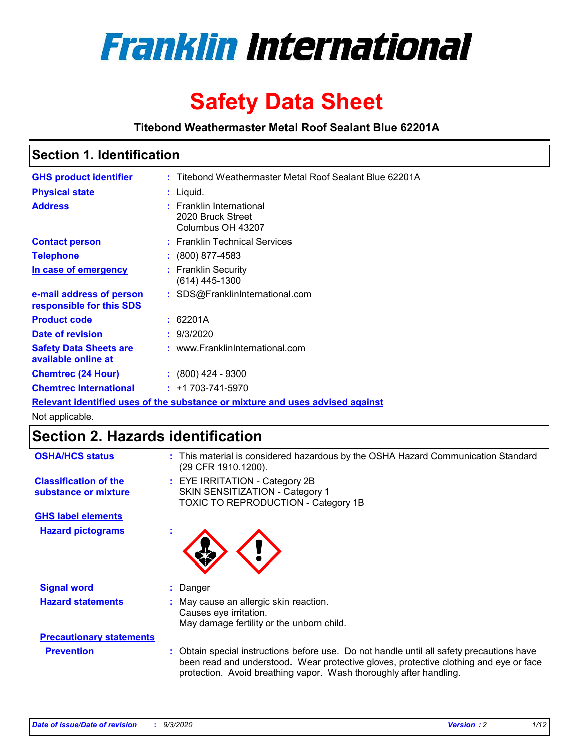# Franklin International

# Safety Data Sheet

**Titebond Weathermaster Metal Roof Sealant Blue 62201A**

## Section 1. Identification

| | | |
|---|---|---|
| **GHS product identifier** | : | Titebond Weathermaster Metal Roof Sealant Blue 62201A |
| **Physical state** | : | Liquid. |
| **Address** | : | Franklin International<br>2020 Bruck Street<br>Columbus OH 43207 |
| **Contact person** | : | Franklin Technical Services |
| **Telephone** | : | (800) 877-4583 |
| **In case of emergency** | : | Franklin Security<br>(614) 445-1300 |
| **e-mail address of person responsible for this SDS** | : | SDS@FranklinInternational.com |
| **Product code** | : | 62201A |
| **Date of revision** | : | 9/3/2020 |
| **Safety Data Sheets are available online at** | : | www.FranklinInternational.com |
| **Chemtrec (24 Hour)** | : | (800) 424 - 9300 |
| **Chemtrec International** | : | +1 703-741-5970 |

**Relevant identified uses of the substance or mixture and uses advised against**

Not applicable.

## Section 2. Hazards identification

| | | |
|---|---|---|
| **OSHA/HCS status** | : | This material is considered hazardous by the OSHA Hazard Communication Standard (29 CFR 1910.1200). |
| **Classification of the substance or mixture** | : | EYE IRRITATION - Category 2B<br>SKIN SENSITIZATION - Category 1<br>TOXIC TO REPRODUCTION - Category 1B |

**GHS label elements**

| | | |
|---|---|---|
| **Hazard pictograms** | : | |
| **Signal word** | : | Danger |
| **Hazard statements** | : | May cause an allergic skin reaction.<br>Causes eye irritation.<br>May damage fertility or the unborn child. |

**Precautionary statements**

| | | |
|---|---|---|
| **Prevention** | : | Obtain special instructions before use. Do not handle until all safety precautions have been read and understood. Wear protective gloves, protective clothing and eye or face protection. Avoid breathing vapor. Wash thoroughly after handling. |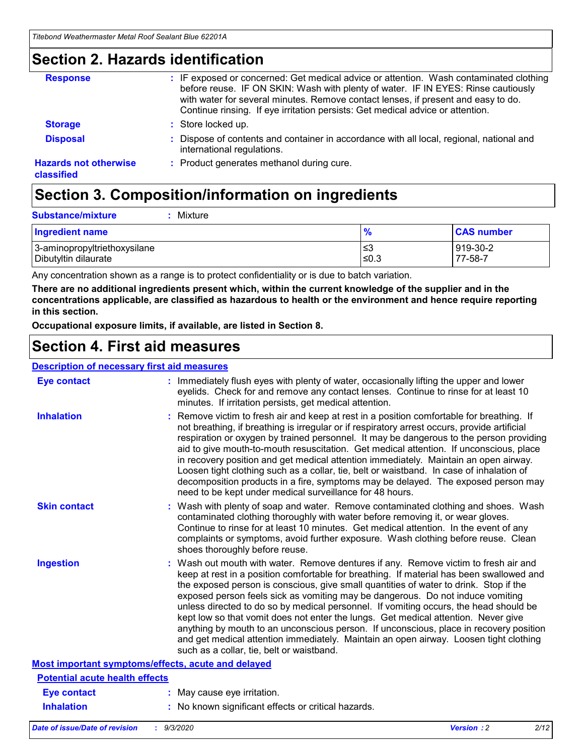## Section 2. Hazards identification

**Response** : IF exposed or concerned: Get medical advice or attention. Wash contaminated clothing before reuse. IF ON SKIN: Wash with plenty of water. IF IN EYES: Rinse cautiously with water for several minutes. Remove contact lenses, if present and easy to do. Continue rinsing. If eye irritation persists: Get medical advice or attention.

**Storage** : Store locked up.

**Disposal** : Dispose of contents and container in accordance with all local, regional, national and international regulations.

**Hazards not otherwise classified** : Product generates methanol during cure.

## Section 3. Composition/information on ingredients

**Substance/mixture** : Mixture

| Ingredient name | % | CAS number |
|---|---|---|
| 3-aminopropyltriethoxysilane | ≤3 | 919-30-2 |
| Dibutyltin dilaurate | ≤0.3 | 77-58-7 |

Any concentration shown as a range is to protect confidentiality or is due to batch variation.

**There are no additional ingredients present which, within the current knowledge of the supplier and in the concentrations applicable, are classified as hazardous to health or the environment and hence require reporting in this section.**

**Occupational exposure limits, if available, are listed in Section 8.**

## Section 4. First aid measures

### Description of necessary first aid measures

**Eye contact** : Immediately flush eyes with plenty of water, occasionally lifting the upper and lower eyelids. Check for and remove any contact lenses. Continue to rinse for at least 10 minutes. If irritation persists, get medical attention.

**Inhalation** : Remove victim to fresh air and keep at rest in a position comfortable for breathing. If not breathing, if breathing is irregular or if respiratory arrest occurs, provide artificial respiration or oxygen by trained personnel. It may be dangerous to the person providing aid to give mouth-to-mouth resuscitation. Get medical attention. If unconscious, place in recovery position and get medical attention immediately. Maintain an open airway. Loosen tight clothing such as a collar, tie, belt or waistband. In case of inhalation of decomposition products in a fire, symptoms may be delayed. The exposed person may need to be kept under medical surveillance for 48 hours.

**Skin contact** : Wash with plenty of soap and water. Remove contaminated clothing and shoes. Wash contaminated clothing thoroughly with water before removing it, or wear gloves. Continue to rinse for at least 10 minutes. Get medical attention. In the event of any complaints or symptoms, avoid further exposure. Wash clothing before reuse. Clean shoes thoroughly before reuse.

**Ingestion** : Wash out mouth with water. Remove dentures if any. Remove victim to fresh air and keep at rest in a position comfortable for breathing. If material has been swallowed and the exposed person is conscious, give small quantities of water to drink. Stop if the exposed person feels sick as vomiting may be dangerous. Do not induce vomiting unless directed to do so by medical personnel. If vomiting occurs, the head should be kept low so that vomit does not enter the lungs. Get medical attention. Never give anything by mouth to an unconscious person. If unconscious, place in recovery position and get medical attention immediately. Maintain an open airway. Loosen tight clothing such as a collar, tie, belt or waistband.

### Most important symptoms/effects, acute and delayed

#### Potential acute health effects

**Eye contact** : May cause eye irritation.

**Inhalation** : No known significant effects or critical hazards.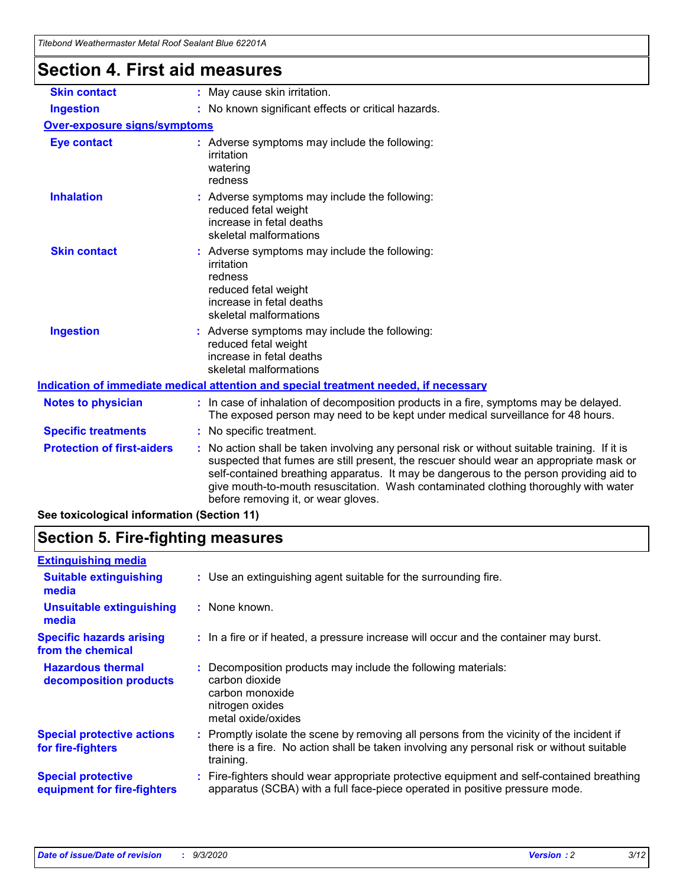## Section 4. First aid measures

| | |
|---|---|
| **Skin contact** | : May cause skin irritation. |
| **Ingestion** | : No known significant effects or critical hazards. |

**Over-exposure signs/symptoms**

| | |
|---|---|
| **Eye contact** | : Adverse symptoms may include the following:<br>irritation<br>watering<br>redness |
| **Inhalation** | : Adverse symptoms may include the following:<br>reduced fetal weight<br>increase in fetal deaths<br>skeletal malformations |
| **Skin contact** | : Adverse symptoms may include the following:<br>irritation<br>redness<br>reduced fetal weight<br>increase in fetal deaths<br>skeletal malformations |
| **Ingestion** | : Adverse symptoms may include the following:<br>reduced fetal weight<br>increase in fetal deaths<br>skeletal malformations |

**Indication of immediate medical attention and special treatment needed, if necessary**

| | |
|---|---|
| **Notes to physician** | : In case of inhalation of decomposition products in a fire, symptoms may be delayed. The exposed person may need to be kept under medical surveillance for 48 hours. |
| **Specific treatments** | : No specific treatment. |
| **Protection of first-aiders** | : No action shall be taken involving any personal risk or without suitable training. If it is suspected that fumes are still present, the rescuer should wear an appropriate mask or self-contained breathing apparatus. It may be dangerous to the person providing aid to give mouth-to-mouth resuscitation. Wash contaminated clothing thoroughly with water before removing it, or wear gloves. |

**See toxicological information (Section 11)**

## Section 5. Fire-fighting measures

**Extinguishing media**

| | |
|---|---|
| **Suitable extinguishing media** | : Use an extinguishing agent suitable for the surrounding fire. |
| **Unsuitable extinguishing media** | : None known. |
| **Specific hazards arising from the chemical** | : In a fire or if heated, a pressure increase will occur and the container may burst. |
| **Hazardous thermal decomposition products** | : Decomposition products may include the following materials:<br>carbon dioxide<br>carbon monoxide<br>nitrogen oxides<br>metal oxide/oxides |
| **Special protective actions for fire-fighters** | : Promptly isolate the scene by removing all persons from the vicinity of the incident if there is a fire. No action shall be taken involving any personal risk or without suitable training. |
| **Special protective equipment for fire-fighters** | : Fire-fighters should wear appropriate protective equipment and self-contained breathing apparatus (SCBA) with a full face-piece operated in positive pressure mode. |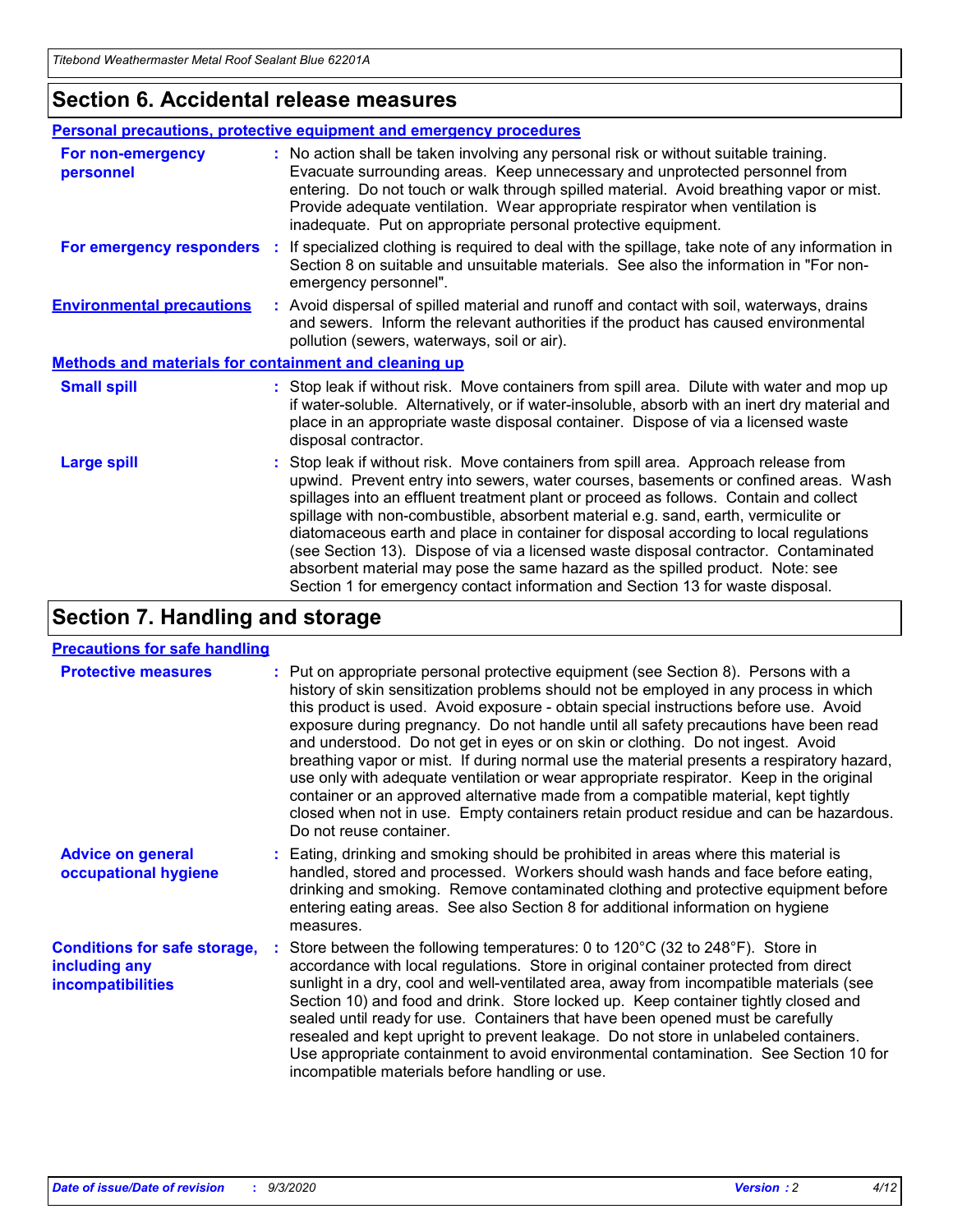## Section 6. Accidental release measures

### Personal precautions, protective equipment and emergency procedures

**For non-emergency personnel** : No action shall be taken involving any personal risk or without suitable training. Evacuate surrounding areas. Keep unnecessary and unprotected personnel from entering. Do not touch or walk through spilled material. Avoid breathing vapor or mist. Provide adequate ventilation. Wear appropriate respirator when ventilation is inadequate. Put on appropriate personal protective equipment.

**For emergency responders** : If specialized clothing is required to deal with the spillage, take note of any information in Section 8 on suitable and unsuitable materials. See also the information in "For non-emergency personnel".

**Environmental precautions** : Avoid dispersal of spilled material and runoff and contact with soil, waterways, drains and sewers. Inform the relevant authorities if the product has caused environmental pollution (sewers, waterways, soil or air).

### Methods and materials for containment and cleaning up

**Small spill** : Stop leak if without risk. Move containers from spill area. Dilute with water and mop up if water-soluble. Alternatively, or if water-insoluble, absorb with an inert dry material and place in an appropriate waste disposal container. Dispose of via a licensed waste disposal contractor.

**Large spill** : Stop leak if without risk. Move containers from spill area. Approach release from upwind. Prevent entry into sewers, water courses, basements or confined areas. Wash spillages into an effluent treatment plant or proceed as follows. Contain and collect spillage with non-combustible, absorbent material e.g. sand, earth, vermiculite or diatomaceous earth and place in container for disposal according to local regulations (see Section 13). Dispose of via a licensed waste disposal contractor. Contaminated absorbent material may pose the same hazard as the spilled product. Note: see Section 1 for emergency contact information and Section 13 for waste disposal.

## Section 7. Handling and storage

### Precautions for safe handling

**Protective measures** : Put on appropriate personal protective equipment (see Section 8). Persons with a history of skin sensitization problems should not be employed in any process in which this product is used. Avoid exposure - obtain special instructions before use. Avoid exposure during pregnancy. Do not handle until all safety precautions have been read and understood. Do not get in eyes or on skin or clothing. Do not ingest. Avoid breathing vapor or mist. If during normal use the material presents a respiratory hazard, use only with adequate ventilation or wear appropriate respirator. Keep in the original container or an approved alternative made from a compatible material, kept tightly closed when not in use. Empty containers retain product residue and can be hazardous. Do not reuse container.

**Advice on general occupational hygiene** : Eating, drinking and smoking should be prohibited in areas where this material is handled, stored and processed. Workers should wash hands and face before eating, drinking and smoking. Remove contaminated clothing and protective equipment before entering eating areas. See also Section 8 for additional information on hygiene measures.

**Conditions for safe storage, including any incompatibilities** : Store between the following temperatures: 0 to 120°C (32 to 248°F). Store in accordance with local regulations. Store in original container protected from direct sunlight in a dry, cool and well-ventilated area, away from incompatible materials (see Section 10) and food and drink. Store locked up. Keep container tightly closed and sealed until ready for use. Containers that have been opened must be carefully resealed and kept upright to prevent leakage. Do not store in unlabeled containers. Use appropriate containment to avoid environmental contamination. See Section 10 for incompatible materials before handling or use.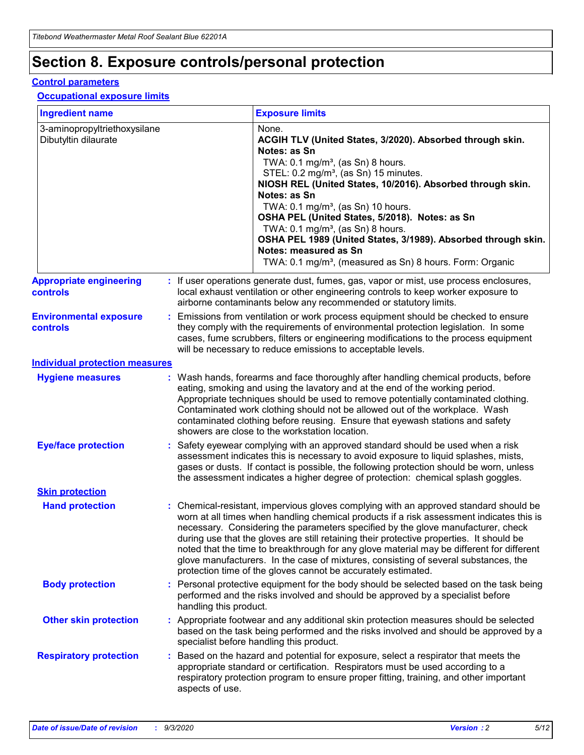# Section 8. Exposure controls/personal protection

## Control parameters

### Occupational exposure limits

| Ingredient name | Exposure limits |
|---|---|
| 3-aminopropyltriethoxysilane | None. |
| Dibutyltin dilaurate | **ACGIH TLV (United States, 3/2020). Absorbed through skin. Notes: as Sn**<br>TWA: 0.1 mg/m³, (as Sn) 8 hours.<br>STEL: 0.2 mg/m³, (as Sn) 15 minutes.<br>**NIOSH REL (United States, 10/2016). Absorbed through skin. Notes: as Sn**<br>TWA: 0.1 mg/m³, (as Sn) 10 hours.<br>**OSHA PEL (United States, 5/2018). Notes: as Sn**<br>TWA: 0.1 mg/m³, (as Sn) 8 hours.<br>**OSHA PEL 1989 (United States, 3/1989). Absorbed through skin. Notes: measured as Sn**<br>TWA: 0.1 mg/m³, (measured as Sn) 8 hours. Form: Organic |

**Appropriate engineering controls** : If user operations generate dust, fumes, gas, vapor or mist, use process enclosures, local exhaust ventilation or other engineering controls to keep worker exposure to airborne contaminants below any recommended or statutory limits.

**Environmental exposure controls** : Emissions from ventilation or work process equipment should be checked to ensure they comply with the requirements of environmental protection legislation. In some cases, fume scrubbers, filters or engineering modifications to the process equipment will be necessary to reduce emissions to acceptable levels.

## Individual protection measures

**Hygiene measures** : Wash hands, forearms and face thoroughly after handling chemical products, before eating, smoking and using the lavatory and at the end of the working period. Appropriate techniques should be used to remove potentially contaminated clothing. Contaminated work clothing should not be allowed out of the workplace. Wash contaminated clothing before reusing. Ensure that eyewash stations and safety showers are close to the workstation location.

**Eye/face protection** : Safety eyewear complying with an approved standard should be used when a risk assessment indicates this is necessary to avoid exposure to liquid splashes, mists, gases or dusts. If contact is possible, the following protection should be worn, unless the assessment indicates a higher degree of protection: chemical splash goggles.

### Skin protection

**Hand protection** : Chemical-resistant, impervious gloves complying with an approved standard should be worn at all times when handling chemical products if a risk assessment indicates this is necessary. Considering the parameters specified by the glove manufacturer, check during use that the gloves are still retaining their protective properties. It should be noted that the time to breakthrough for any glove material may be different for different glove manufacturers. In the case of mixtures, consisting of several substances, the protection time of the gloves cannot be accurately estimated.

**Body protection** : Personal protective equipment for the body should be selected based on the task being performed and the risks involved and should be approved by a specialist before handling this product.

**Other skin protection** : Appropriate footwear and any additional skin protection measures should be selected based on the task being performed and the risks involved and should be approved by a specialist before handling this product.

**Respiratory protection** : Based on the hazard and potential for exposure, select a respirator that meets the appropriate standard or certification. Respirators must be used according to a respiratory protection program to ensure proper fitting, training, and other important aspects of use.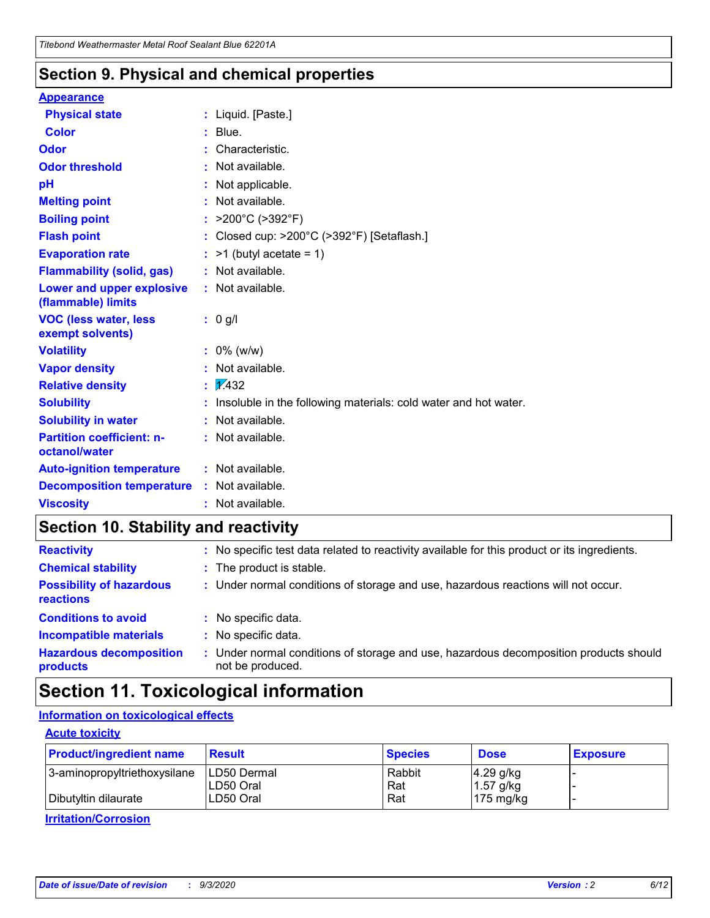## Section 9. Physical and chemical properties

**Appearance**

| | |
|---|---|
| **Physical state** | : Liquid. [Paste.] |
| **Color** | : Blue. |
| **Odor** | : Characteristic. |
| **Odor threshold** | : Not available. |
| **pH** | : Not applicable. |
| **Melting point** | : Not available. |
| **Boiling point** | : >200°C (>392°F) |
| **Flash point** | : Closed cup: >200°C (>392°F) [Setaflash.] |
| **Evaporation rate** | : >1 (butyl acetate = 1) |
| **Flammability (solid, gas)** | : Not available. |
| **Lower and upper explosive (flammable) limits** | : Not available. |
| **VOC (less water, less exempt solvents)** | : 0 g/l |
| **Volatility** | : 0% (w/w) |
| **Vapor density** | : Not available. |
| **Relative density** | : 1.432 |
| **Solubility** | : Insoluble in the following materials: cold water and hot water. |
| **Solubility in water** | : Not available. |
| **Partition coefficient: n-octanol/water** | : Not available. |
| **Auto-ignition temperature** | : Not available. |
| **Decomposition temperature** | : Not available. |
| **Viscosity** | : Not available. |

## Section 10. Stability and reactivity

| | |
|---|---|
| **Reactivity** | : No specific test data related to reactivity available for this product or its ingredients. |
| **Chemical stability** | : The product is stable. |
| **Possibility of hazardous reactions** | : Under normal conditions of storage and use, hazardous reactions will not occur. |
| **Conditions to avoid** | : No specific data. |
| **Incompatible materials** | : No specific data. |
| **Hazardous decomposition products** | : Under normal conditions of storage and use, hazardous decomposition products should not be produced. |

## Section 11. Toxicological information

**Information on toxicological effects**

**Acute toxicity**

| Product/ingredient name | Result | Species | Dose | Exposure |
|---|---|---|---|---|
| 3-aminopropyltriethoxysilane | LD50 Dermal | Rabbit | 4.29 g/kg | - |
| | LD50 Oral | Rat | 1.57 g/kg | - |
| Dibutyltin dilaurate | LD50 Oral | Rat | 175 mg/kg | - |

**Irritation/Corrosion**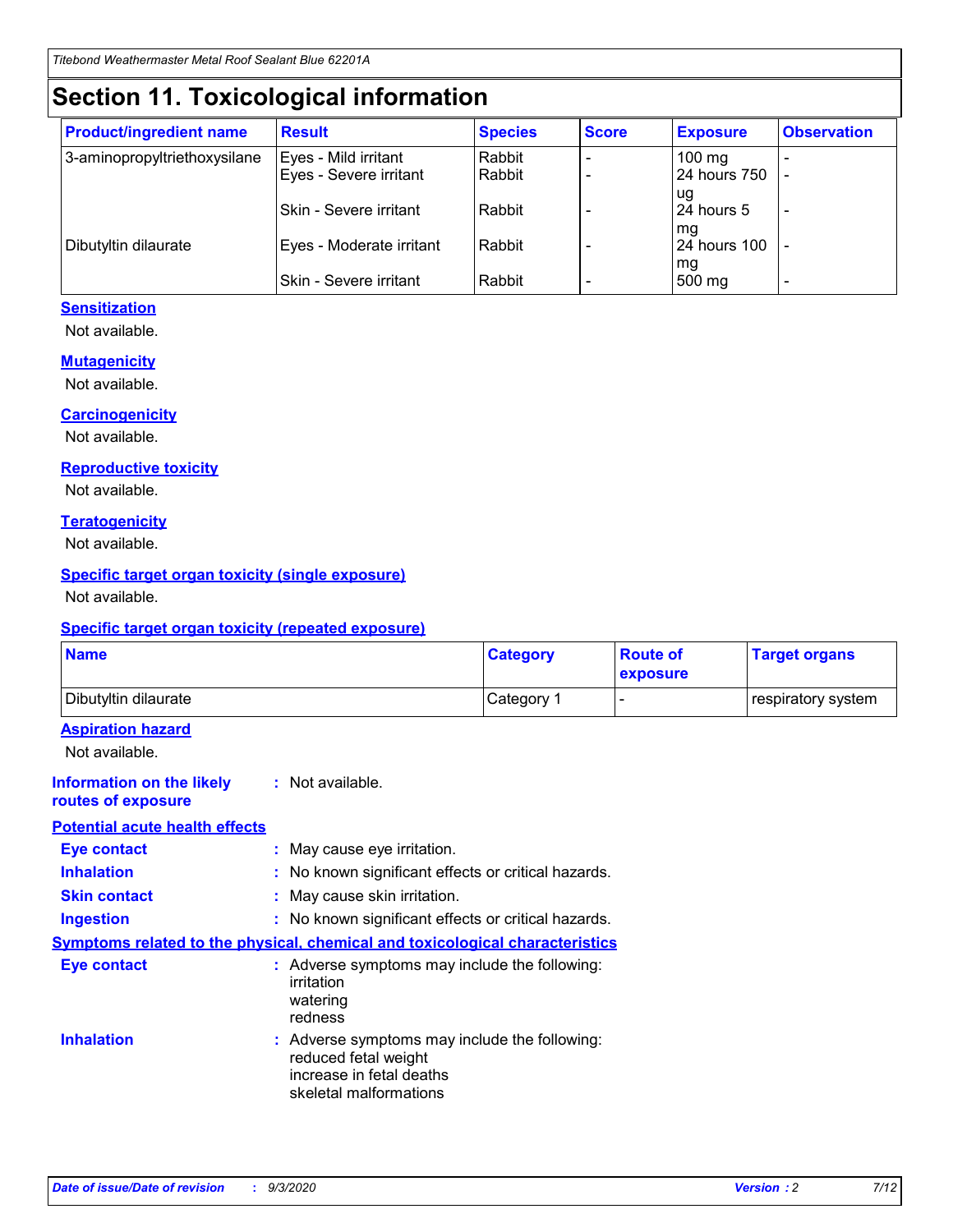# Section 11. Toxicological information

| Product/ingredient name | Result | Species | Score | Exposure | Observation |
|---|---|---|---|---|---|
| 3-aminopropyltriethoxysilane | Eyes - Mild irritant | Rabbit | - | 100 mg | - |
| | Eyes - Severe irritant | Rabbit | - | 24 hours 750 ug | - |
| | Skin - Severe irritant | Rabbit | - | 24 hours 5 mg | - |
| Dibutyltin dilaurate | Eyes - Moderate irritant | Rabbit | - | 24 hours 100 mg | - |
| | Skin - Severe irritant | Rabbit | - | 500 mg | - |

**Sensitization**

Not available.

**Mutagenicity**

Not available.

**Carcinogenicity**

Not available.

**Reproductive toxicity**

Not available.

**Teratogenicity**

Not available.

**Specific target organ toxicity (single exposure)**

Not available.

**Specific target organ toxicity (repeated exposure)**

| Name | Category | Route of exposure | Target organs |
|---|---|---|---|
| Dibutyltin dilaurate | Category 1 | - | respiratory system |

**Aspiration hazard**

Not available.

**Information on the likely routes of exposure** : Not available.

**Potential acute health effects**

**Eye contact** : May cause eye irritation.

**Inhalation** : No known significant effects or critical hazards.

**Skin contact** : May cause skin irritation.

**Ingestion** : No known significant effects or critical hazards.

**Symptoms related to the physical, chemical and toxicological characteristics**

**Eye contact** : Adverse symptoms may include the following:
irritation
watering
redness

**Inhalation** : Adverse symptoms may include the following:
reduced fetal weight
increase in fetal deaths
skeletal malformations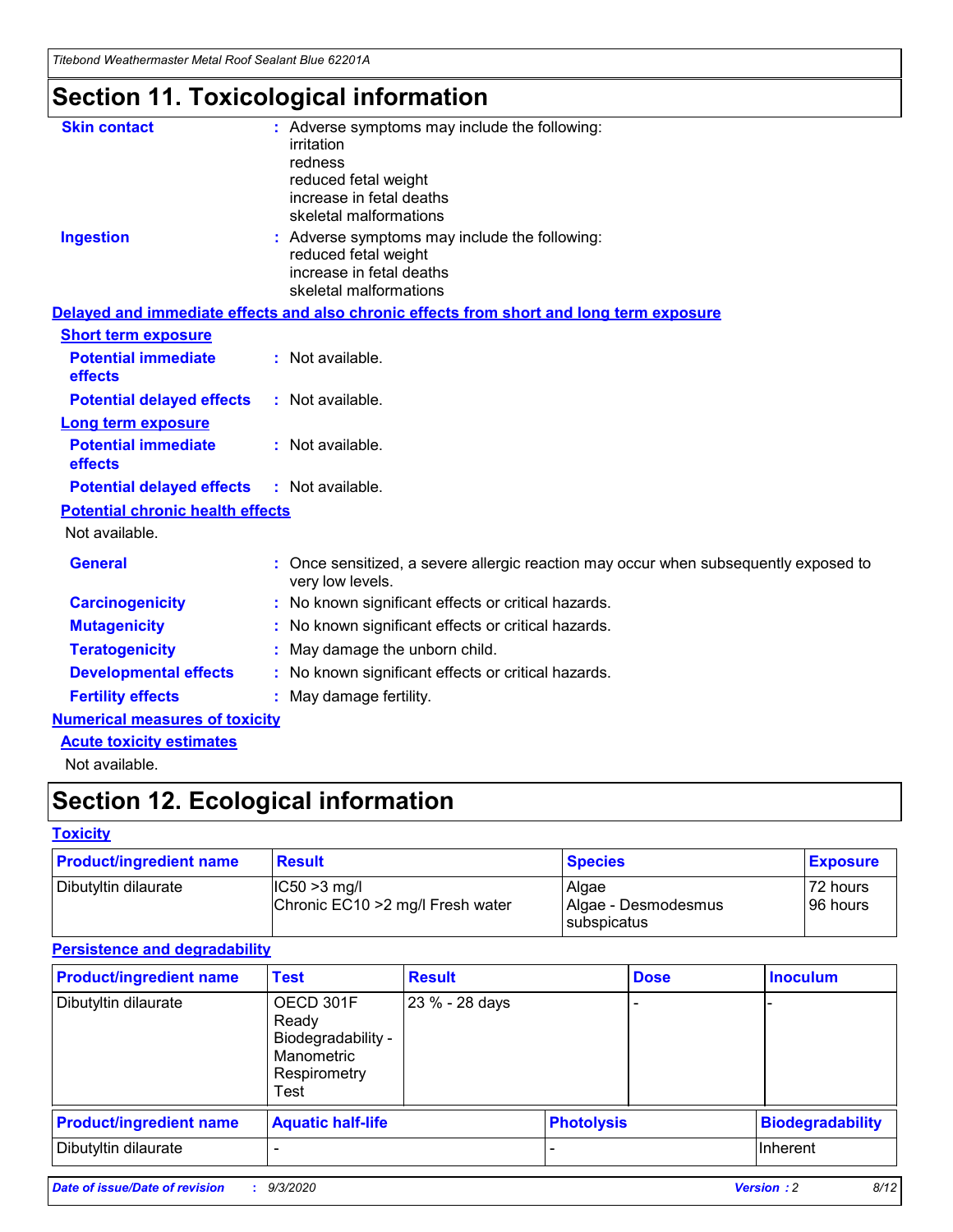# Section 11. Toxicological information

**Skin contact** : Adverse symptoms may include the following:
irritation
redness
reduced fetal weight
increase in fetal deaths
skeletal malformations

**Ingestion** : Adverse symptoms may include the following:
reduced fetal weight
increase in fetal deaths
skeletal malformations

**Delayed and immediate effects and also chronic effects from short and long term exposure**

**Short term exposure**

**Potential immediate effects** : Not available.

**Potential delayed effects** : Not available.

**Long term exposure**

**Potential immediate effects** : Not available.

**Potential delayed effects** : Not available.

**Potential chronic health effects**

Not available.

**General** : Once sensitized, a severe allergic reaction may occur when subsequently exposed to very low levels.

**Carcinogenicity** : No known significant effects or critical hazards.

**Mutagenicity** : No known significant effects or critical hazards.

**Teratogenicity** : May damage the unborn child.

**Developmental effects** : No known significant effects or critical hazards.

**Fertility effects** : May damage fertility.

**Numerical measures of toxicity**

**Acute toxicity estimates**

Not available.

# Section 12. Ecological information

**Toxicity**

| Product/ingredient name | Result | Species | Exposure |
|---|---|---|---|
| Dibutyltin dilaurate | IC50 >3 mg/l<br>Chronic EC10 >2 mg/l Fresh water | Algae<br>Algae - Desmodesmus subspicatus | 72 hours<br>96 hours |

**Persistence and degradability**

| Product/ingredient name | Test | Result | Dose | Inoculum |
|---|---|---|---|---|
| Dibutyltin dilaurate | OECD 301F Ready Biodegradability - Manometric Respirometry Test | 23 % - 28 days | - | - |

| Product/ingredient name | Aquatic half-life | Photolysis | Biodegradability |
|---|---|---|---|
| Dibutyltin dilaurate | - | - | Inherent |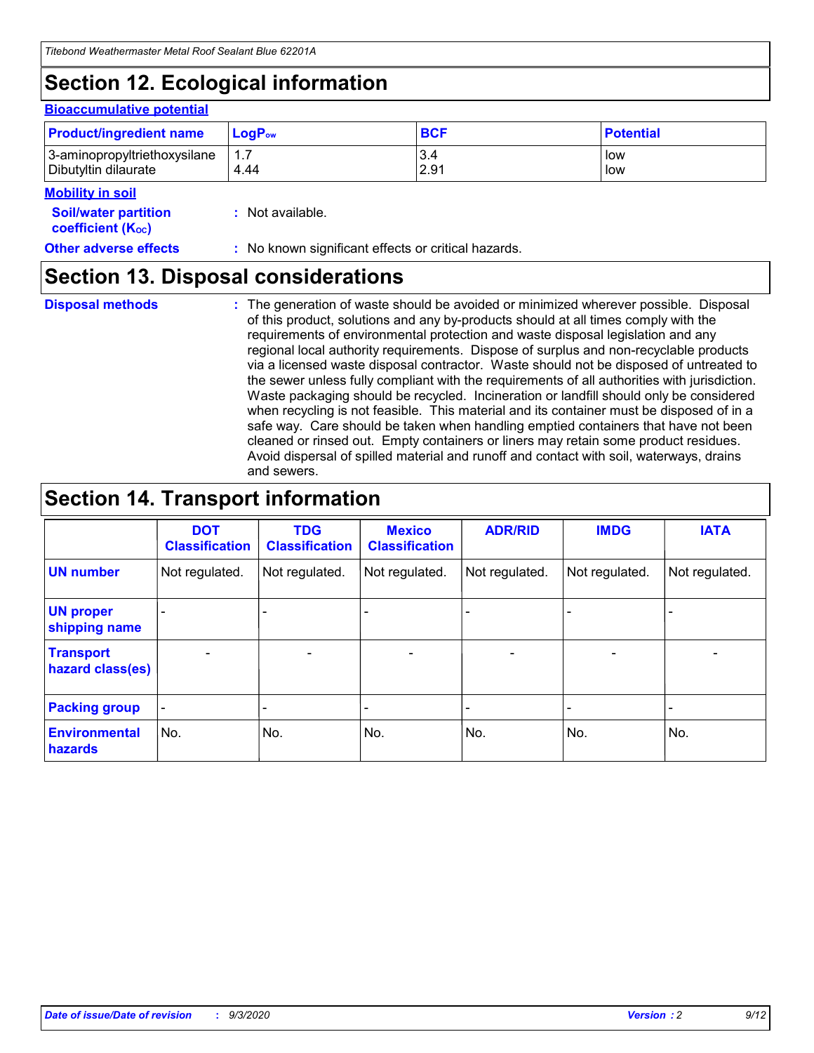## Section 12. Ecological information

### Bioaccumulative potential

| Product/ingredient name | $LogP_{ow}$ | BCF | Potential |
|---|---|---|---|
| 3-aminopropyltriethoxysilane | 1.7 | 3.4 | low |
| Dibutyltin dilaurate | 4.44 | 2.91 | low |

### Mobility in soil

**Soil/water partition coefficient ($K_{OC}$)** : Not available.

**Other adverse effects** : No known significant effects or critical hazards.

## Section 13. Disposal considerations

**Disposal methods** : The generation of waste should be avoided or minimized wherever possible. Disposal of this product, solutions and any by-products should at all times comply with the requirements of environmental protection and waste disposal legislation and any regional local authority requirements. Dispose of surplus and non-recyclable products via a licensed waste disposal contractor. Waste should not be disposed of untreated to the sewer unless fully compliant with the requirements of all authorities with jurisdiction. Waste packaging should be recycled. Incineration or landfill should only be considered when recycling is not feasible. This material and its container must be disposed of in a safe way. Care should be taken when handling emptied containers that have not been cleaned or rinsed out. Empty containers or liners may retain some product residues. Avoid dispersal of spilled material and runoff and contact with soil, waterways, drains and sewers.

## Section 14. Transport information

| | DOT Classification | TDG Classification | Mexico Classification | ADR/RID | IMDG | IATA |
|---|---|---|---|---|---|---|
| **UN number** | Not regulated. | Not regulated. | Not regulated. | Not regulated. | Not regulated. | Not regulated. |
| **UN proper shipping name** | - | - | - | - | - | - |
| **Transport hazard class(es)** | - | - | - | - | - | - |
| **Packing group** | - | - | - | - | - | - |
| **Environmental hazards** | No. | No. | No. | No. | No. | No. |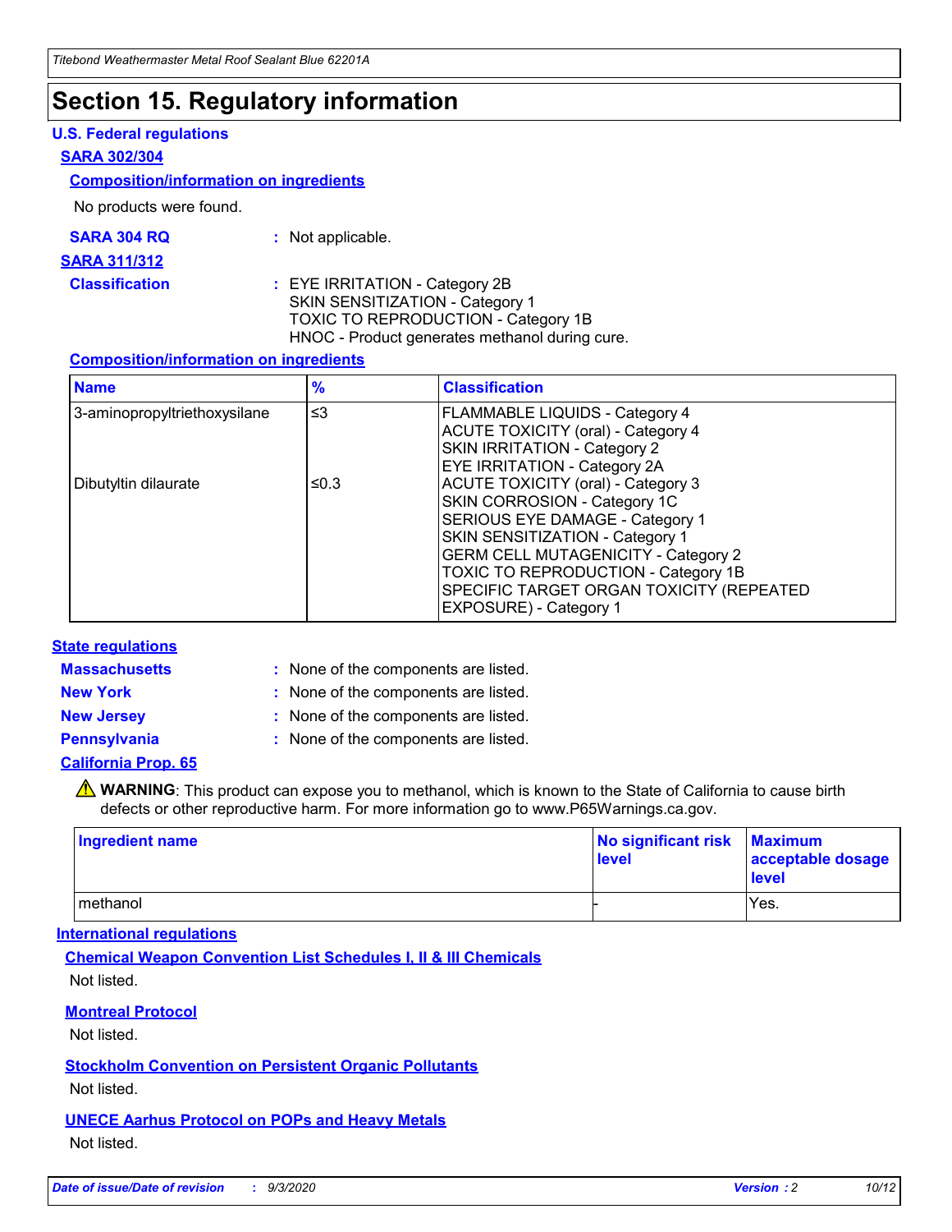# Section 15. Regulatory information

**U.S. Federal regulations**

**SARA 302/304**

**Composition/information on ingredients**

No products were found.

**SARA 304 RQ** : Not applicable.

**SARA 311/312**

**Classification** : EYE IRRITATION - Category 2B
SKIN SENSITIZATION - Category 1
TOXIC TO REPRODUCTION - Category 1B
HNOC - Product generates methanol during cure.

**Composition/information on ingredients**

| Name | % | Classification |
|---|---|---|
| 3-aminopropyltriethoxysilane | ≤3 | FLAMMABLE LIQUIDS - Category 4<br>ACUTE TOXICITY (oral) - Category 4<br>SKIN IRRITATION - Category 2<br>EYE IRRITATION - Category 2A |
| Dibutyltin dilaurate | ≤0.3 | ACUTE TOXICITY (oral) - Category 3<br>SKIN CORROSION - Category 1C<br>SERIOUS EYE DAMAGE - Category 1<br>SKIN SENSITIZATION - Category 1<br>GERM CELL MUTAGENICITY - Category 2<br>TOXIC TO REPRODUCTION - Category 1B<br>SPECIFIC TARGET ORGAN TOXICITY (REPEATED EXPOSURE) - Category 1 |

**State regulations**

**Massachusetts** : None of the components are listed.

**New York** : None of the components are listed.

**New Jersey** : None of the components are listed.

**Pennsylvania** : None of the components are listed.

**California Prop. 65**

⚠ **WARNING**: This product can expose you to methanol, which is known to the State of California to cause birth defects or other reproductive harm. For more information go to www.P65Warnings.ca.gov.

| Ingredient name | No significant risk level | Maximum acceptable dosage level |
|---|---|---|
| methanol | - | Yes. |

**International regulations**

**Chemical Weapon Convention List Schedules I, II & III Chemicals**

Not listed.

**Montreal Protocol**

Not listed.

**Stockholm Convention on Persistent Organic Pollutants**

Not listed.

**UNECE Aarhus Protocol on POPs and Heavy Metals**

Not listed.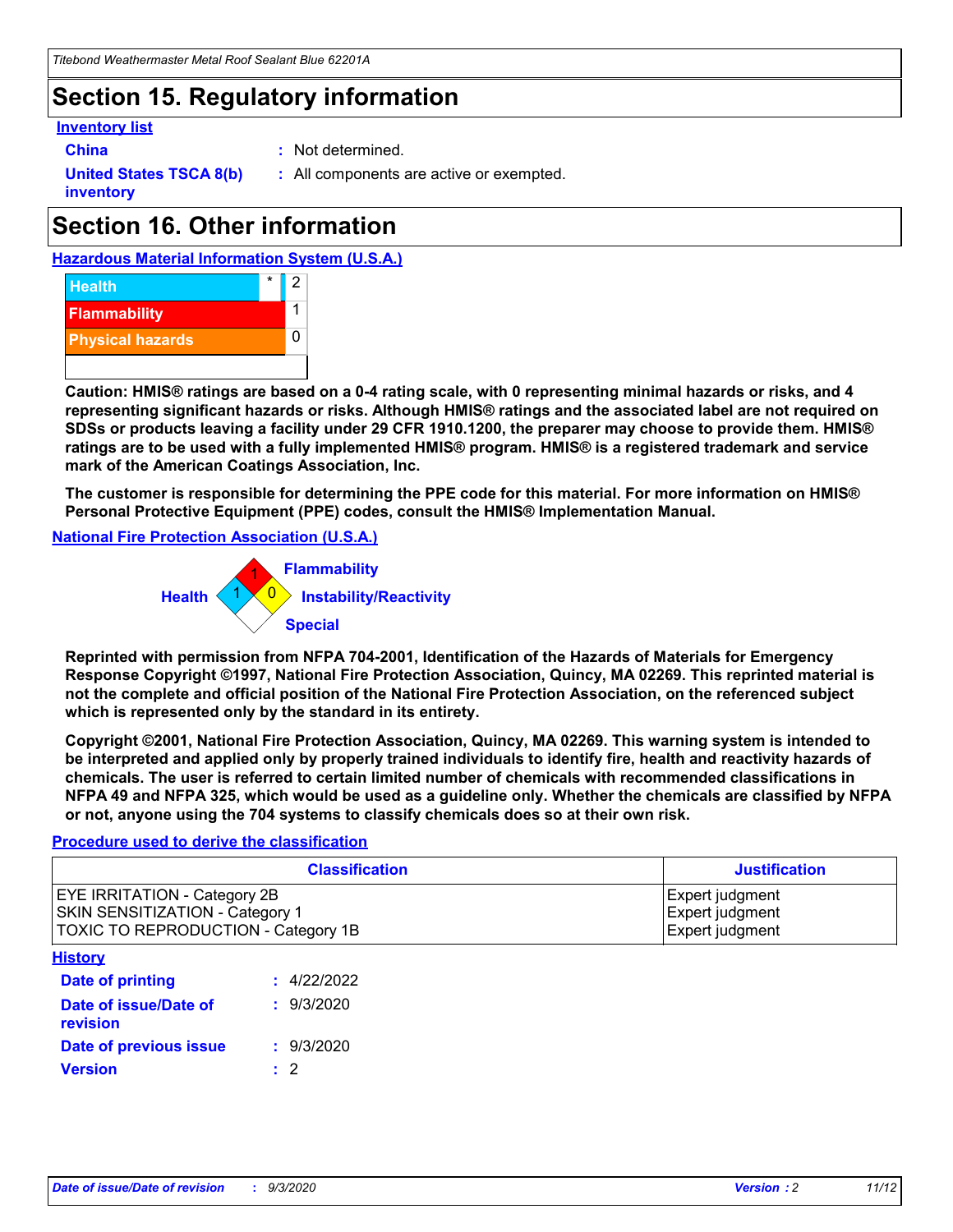# Section 15. Regulatory information

**Inventory list**

**China** : Not determined.

**United States TSCA 8(b) inventory** : All components are active or exempted.

# Section 16. Other information

**Hazardous Material Information System (U.S.A.)**

| | | |
|---|---|---|
| Health | * | 2 |
| Flammability | | 1 |
| Physical hazards | | 0 |

**Caution: HMIS® ratings are based on a 0-4 rating scale, with 0 representing minimal hazards or risks, and 4 representing significant hazards or risks. Although HMIS® ratings and the associated label are not required on SDSs or products leaving a facility under 29 CFR 1910.1200, the preparer may choose to provide them. HMIS® ratings are to be used with a fully implemented HMIS® program. HMIS® is a registered trademark and service mark of the American Coatings Association, Inc.**

**The customer is responsible for determining the PPE code for this material. For more information on HMIS® Personal Protective Equipment (PPE) codes, consult the HMIS® Implementation Manual.**

**National Fire Protection Association (U.S.A.)**

Flammability: 1
Health: 1
Instability/Reactivity: 0
Special:

**Reprinted with permission from NFPA 704-2001, Identification of the Hazards of Materials for Emergency Response Copyright ©1997, National Fire Protection Association, Quincy, MA 02269. This reprinted material is not the complete and official position of the National Fire Protection Association, on the referenced subject which is represented only by the standard in its entirety.**

**Copyright ©2001, National Fire Protection Association, Quincy, MA 02269. This warning system is intended to be interpreted and applied only by properly trained individuals to identify fire, health and reactivity hazards of chemicals. The user is referred to certain limited number of chemicals with recommended classifications in NFPA 49 and NFPA 325, which would be used as a guideline only. Whether the chemicals are classified by NFPA or not, anyone using the 704 systems to classify chemicals does so at their own risk.**

**Procedure used to derive the classification**

| Classification | Justification |
|---|---|
| EYE IRRITATION - Category 2B | Expert judgment |
| SKIN SENSITIZATION - Category 1 | Expert judgment |
| TOXIC TO REPRODUCTION - Category 1B | Expert judgment |

**History**

**Date of printing** : 4/22/2022

**Date of issue/Date of revision** : 9/3/2020

**Date of previous issue** : 9/3/2020

**Version** : 2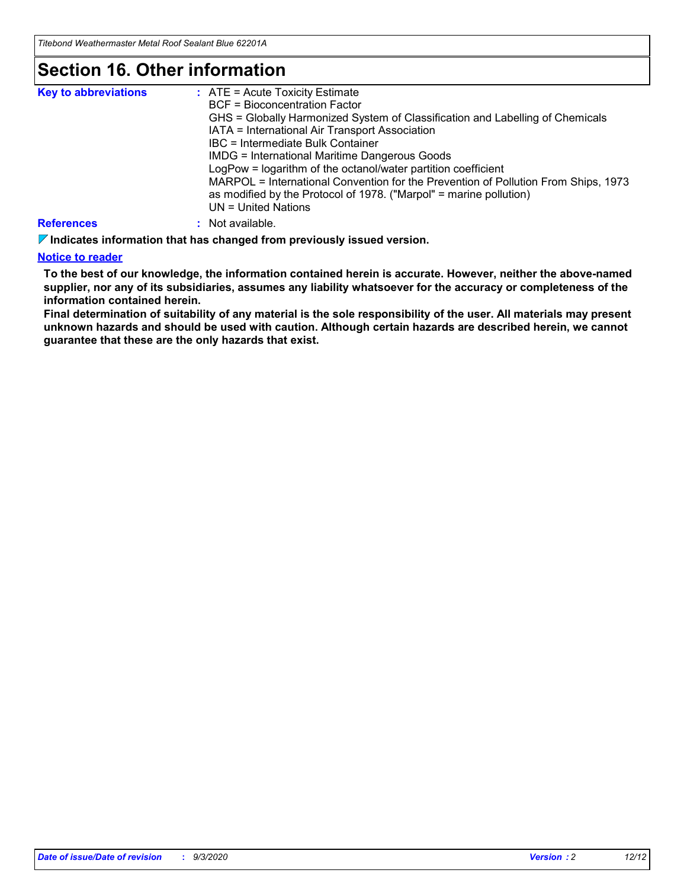# Section 16. Other information

**Key to abbreviations** : ATE = Acute Toxicity Estimate
BCF = Bioconcentration Factor
GHS = Globally Harmonized System of Classification and Labelling of Chemicals
IATA = International Air Transport Association
IBC = Intermediate Bulk Container
IMDG = International Maritime Dangerous Goods
LogPow = logarithm of the octanol/water partition coefficient
MARPOL = International Convention for the Prevention of Pollution From Ships, 1973 as modified by the Protocol of 1978. ("Marpol" = marine pollution)
UN = United Nations

**References** : Not available.

**Indicates information that has changed from previously issued version.**

**Notice to reader**

**To the best of our knowledge, the information contained herein is accurate. However, neither the above-named supplier, nor any of its subsidiaries, assumes any liability whatsoever for the accuracy or completeness of the information contained herein.**

**Final determination of suitability of any material is the sole responsibility of the user. All materials may present unknown hazards and should be used with caution. Although certain hazards are described herein, we cannot guarantee that these are the only hazards that exist.**